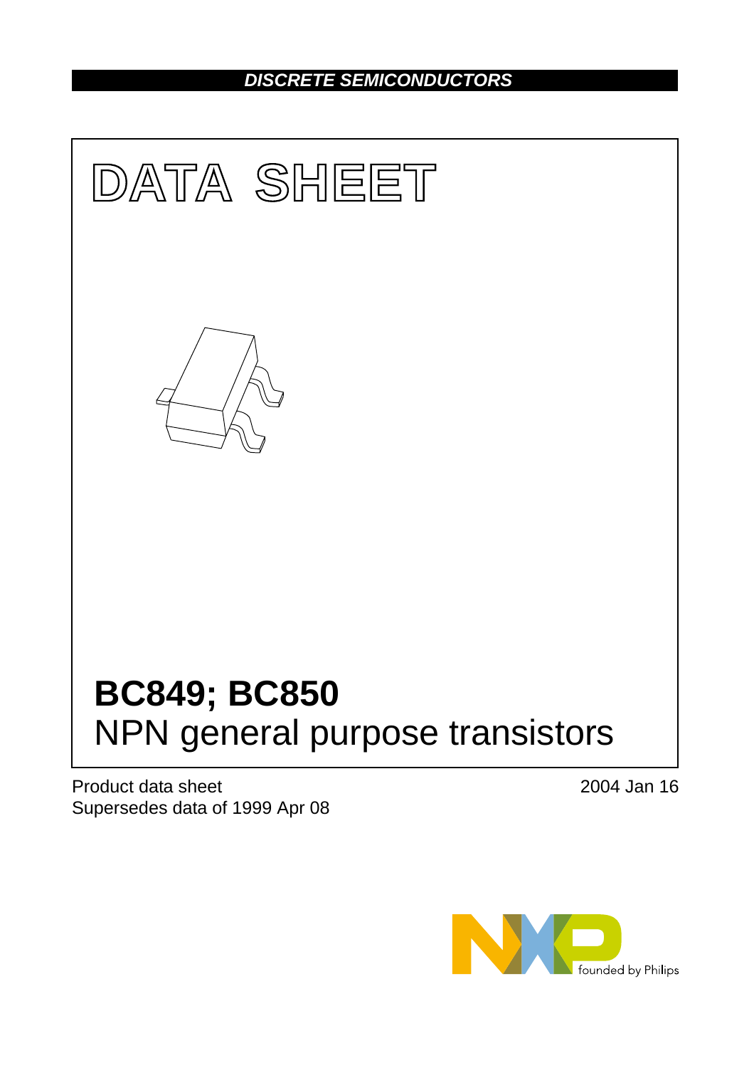*DISCRETE SEMICONDUCTORS*

# DATA SHEET

# BC849; BC850

## NPN general purpose transistors

Product data sheet
Supersedes data of 1999 Apr 08

2004 Jan 16

founded by Philips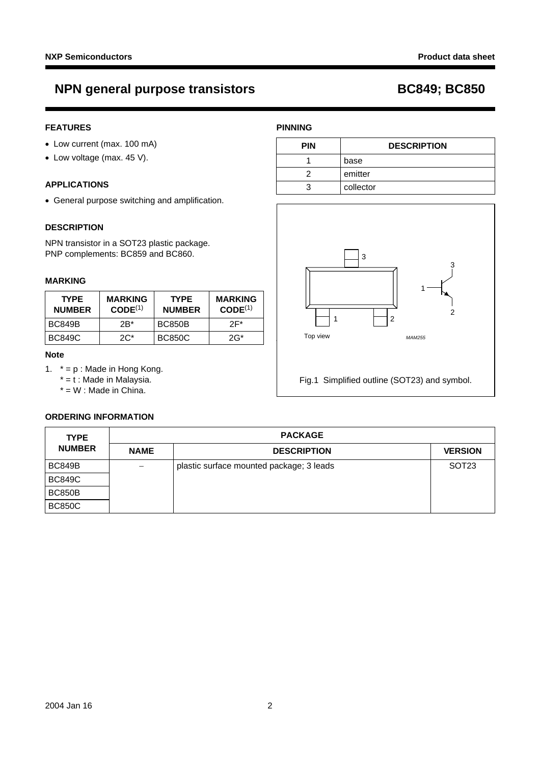# NPN general purpose transistors — BC849; BC850

## FEATURES

- Low current (max. 100 mA)
- Low voltage (max. 45 V).

## APPLICATIONS

- General purpose switching and amplification.

## DESCRIPTION

NPN transistor in a SOT23 plastic package.
PNP complements: BC859 and BC860.

## MARKING

| TYPE NUMBER | MARKING CODE[1] | TYPE NUMBER | MARKING CODE[1] |
|---|---|---|---|
| BC849B | 2B* | BC850B | 2F* |
| BC849C | 2C* | BC850C | 2G* |

**Note**

1. * = p : Made in Hong Kong.
   * = t : Made in Malaysia.
   * = W : Made in China.

## PINNING

| PIN | DESCRIPTION |
|---|---|
| 1 | base |
| 2 | emitter |
| 3 | collector |

3
3
1
1
2
2
Top view
MAM255

Fig.1 Simplified outline (SOT23) and symbol.

## ORDERING INFORMATION

| TYPE NUMBER | PACKAGE | | |
|---|---|---|---|
| | NAME | DESCRIPTION | VERSION |
| BC849B | − | plastic surface mounted package; 3 leads | SOT23 |
| BC849C | | | |
| BC850B | | | |
| BC850C | | | |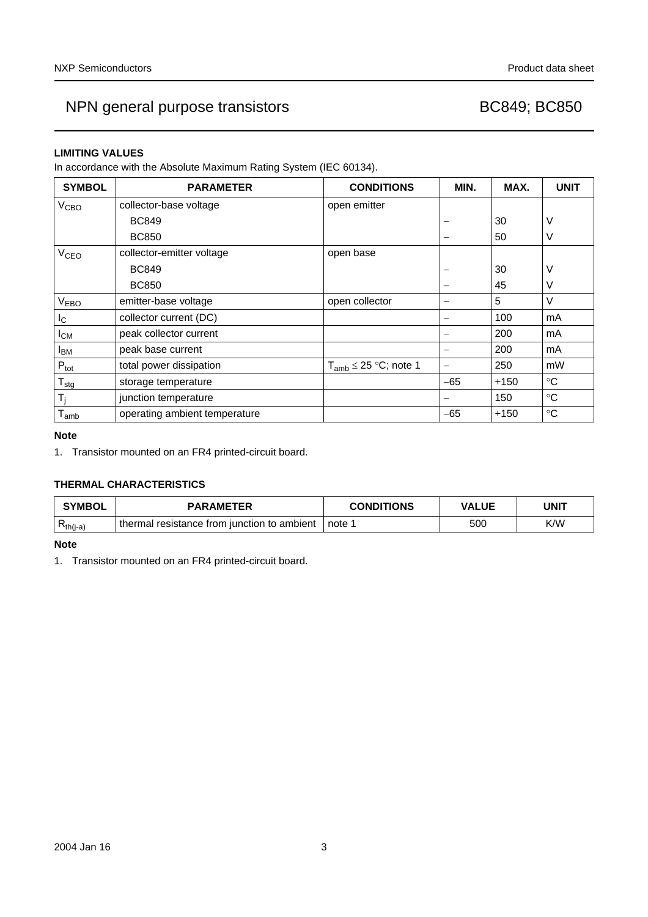## LIMITING VALUES

In accordance with the Absolute Maximum Rating System (IEC 60134).

| SYMBOL | PARAMETER | CONDITIONS | MIN. | MAX. | UNIT |
|---|---|---|---|---|---|
| $V_{CBO}$ | collector-base voltage | open emitter | | | |
| | BC849 | | − | 30 | V |
| | BC850 | | − | 50 | V |
| $V_{CEO}$ | collector-emitter voltage | open base | | | |
| | BC849 | | − | 30 | V |
| | BC850 | | − | 45 | V |
| $V_{EBO}$ | emitter-base voltage | open collector | − | 5 | V |
| $I_C$ | collector current (DC) | | − | 100 | mA |
| $I_{CM}$ | peak collector current | | − | 200 | mA |
| $I_{BM}$ | peak base current | | − | 200 | mA |
| $P_{tot}$ | total power dissipation | $T_{amb} \leq 25$ °C; note 1 | − | 250 | mW |
| $T_{stg}$ | storage temperature | | −65 | +150 | °C |
| $T_j$ | junction temperature | | − | 150 | °C |
| $T_{amb}$ | operating ambient temperature | | −65 | +150 | °C |

**Note**

1. Transistor mounted on an FR4 printed-circuit board.

## THERMAL CHARACTERISTICS

| SYMBOL | PARAMETER | CONDITIONS | VALUE | UNIT |
|---|---|---|---|---|
| $R_{th(j-a)}$ | thermal resistance from junction to ambient | note 1 | 500 | K/W |

**Note**

1. Transistor mounted on an FR4 printed-circuit board.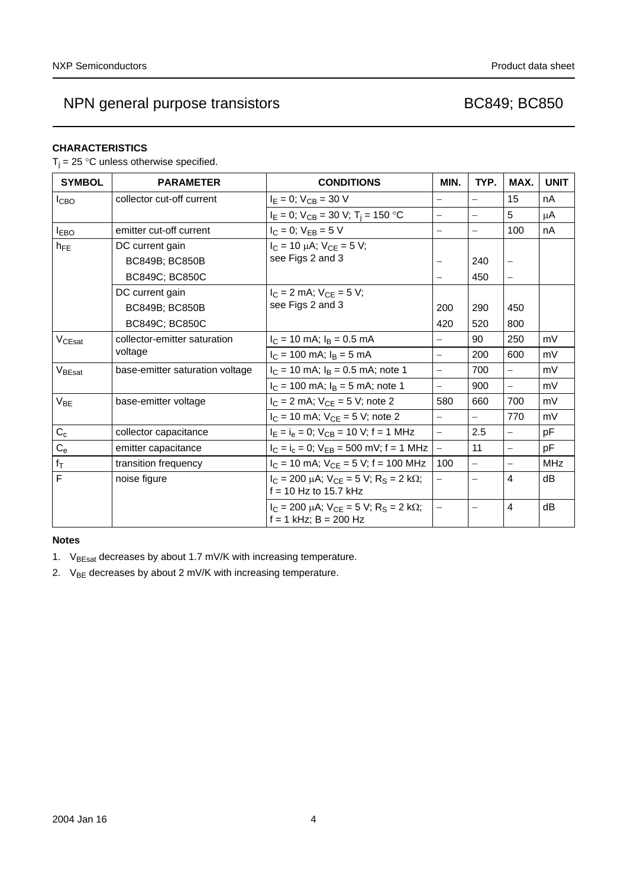## CHARACTERISTICS

$T_j = 25\ °C$ unless otherwise specified.

| SYMBOL | PARAMETER | CONDITIONS | MIN. | TYP. | MAX. | UNIT |
|---|---|---|---|---|---|---|
| $I_{CBO}$ | collector cut-off current | $I_E = 0$; $V_{CB} = 30\ V$ | – | – | 15 | nA |
| | | $I_E = 0$; $V_{CB} = 30\ V$; $T_j = 150\ °C$ | – | – | 5 | μA |
| $I_{EBO}$ | emitter cut-off current | $I_C = 0$; $V_{EB} = 5\ V$ | – | – | 100 | nA |
| $h_{FE}$ | DC current gain | $I_C = 10\ \mu A$; $V_{CE} = 5\ V$; see Figs 2 and 3 | | | | |
| | BC849B; BC850B | | – | 240 | – | |
| | BC849C; BC850C | | – | 450 | – | |
| | DC current gain | $I_C = 2\ mA$; $V_{CE} = 5\ V$; see Figs 2 and 3 | | | | |
| | BC849B; BC850B | | 200 | 290 | 450 | |
| | BC849C; BC850C | | 420 | 520 | 800 | |
| $V_{CEsat}$ | collector-emitter saturation voltage | $I_C = 10\ mA$; $I_B = 0.5\ mA$ | – | 90 | 250 | mV |
| | | $I_C = 100\ mA$; $I_B = 5\ mA$ | – | 200 | 600 | mV |
| $V_{BEsat}$ | base-emitter saturation voltage | $I_C = 10\ mA$; $I_B = 0.5\ mA$; note 1 | – | 700 | – | mV |
| | | $I_C = 100\ mA$; $I_B = 5\ mA$; note 1 | – | 900 | – | mV |
| $V_{BE}$ | base-emitter voltage | $I_C = 2\ mA$; $V_{CE} = 5\ V$; note 2 | 580 | 660 | 700 | mV |
| | | $I_C = 10\ mA$; $V_{CE} = 5\ V$; note 2 | – | – | 770 | mV |
| $C_c$ | collector capacitance | $I_E = i_e = 0$; $V_{CB} = 10\ V$; $f = 1\ MHz$ | – | 2.5 | – | pF |
| $C_e$ | emitter capacitance | $I_C = i_c = 0$; $V_{EB} = 500\ mV$; $f = 1\ MHz$ | – | 11 | – | pF |
| $f_T$ | transition frequency | $I_C = 10\ mA$; $V_{CE} = 5\ V$; $f = 100\ MHz$ | 100 | – | – | MHz |
| F | noise figure | $I_C = 200\ \mu A$; $V_{CE} = 5\ V$; $R_S = 2\ k\Omega$; $f = 10\ Hz$ to $15.7\ kHz$ | – | – | 4 | dB |
| | | $I_C = 200\ \mu A$; $V_{CE} = 5\ V$; $R_S = 2\ k\Omega$; $f = 1\ kHz$; $B = 200\ Hz$ | – | – | 4 | dB |

### Notes

1. $V_{BEsat}$ decreases by about 1.7 mV/K with increasing temperature.
2. $V_{BE}$ decreases by about 2 mV/K with increasing temperature.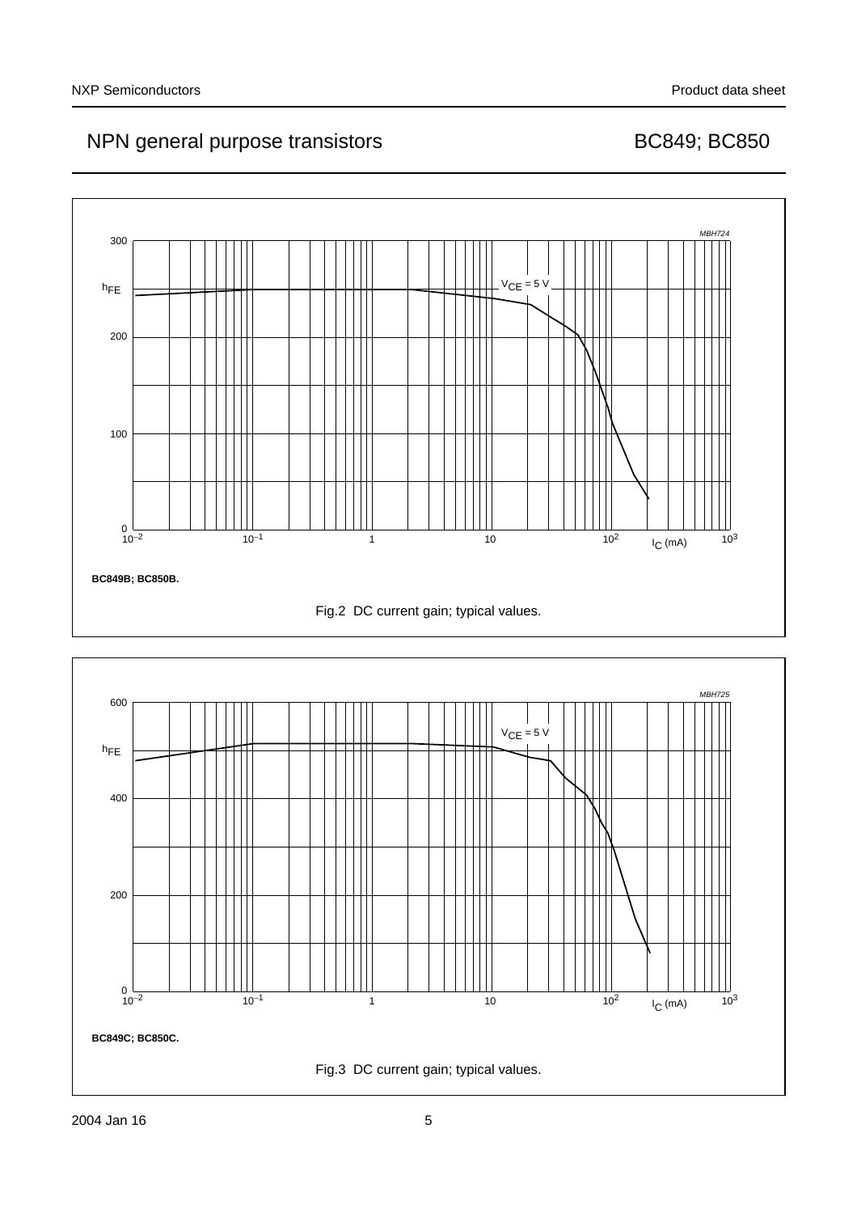MBH724

300

$h_{FE}$

200

100

0

$10^{-2}$ $10^{-1}$ 1 10 $10^2$ $I_C$ (mA) $10^3$

$V_{CE}$ = 5 V

**BC849B; BC850B.**

Fig.2 DC current gain; typical values.

MBH725

600

$h_{FE}$

400

200

0

$10^{-2}$ $10^{-1}$ 1 10 $10^2$ $I_C$ (mA) $10^3$

$V_{CE}$ = 5 V

**BC849C; BC850C.**

Fig.3 DC current gain; typical values.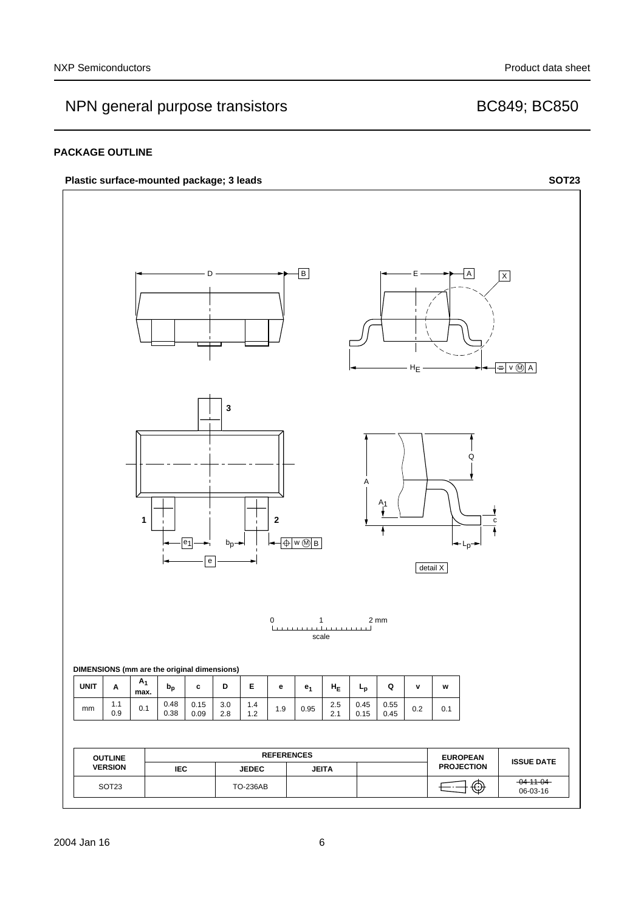## PACKAGE OUTLINE

**Plastic surface-mounted package; 3 leads** **SOT23**

D
B
E
A
X
$H_E$
v M A
3
1
2
$e_1$
$b_p$
w M B
e
A
$A_1$
Q
c
$L_p$
detail X

0 1 2 mm
scale

**DIMENSIONS (mm are the original dimensions)**

| UNIT | A | $A_1$ max. | $b_p$ | c | D | E | e | $e_1$ | $H_E$ | $L_p$ | Q | v | w |
|---|---|---|---|---|---|---|---|---|---|---|---|---|---|
| mm | 1.1<br>0.9 | 0.1 | 0.48<br>0.38 | 0.15<br>0.09 | 3.0<br>2.8 | 1.4<br>1.2 | 1.9 | 0.95 | 2.5<br>2.1 | 0.45<br>0.15 | 0.55<br>0.45 | 0.2 | 0.1 |

| OUTLINE VERSION | REFERENCES | | | | EUROPEAN PROJECTION | ISSUE DATE |
|---|---|---|---|---|---|---|
| | IEC | JEDEC | JEITA | | | |
| SOT23 | | TO-236AB | | | | ~~04-11-04~~<br>06-03-16 |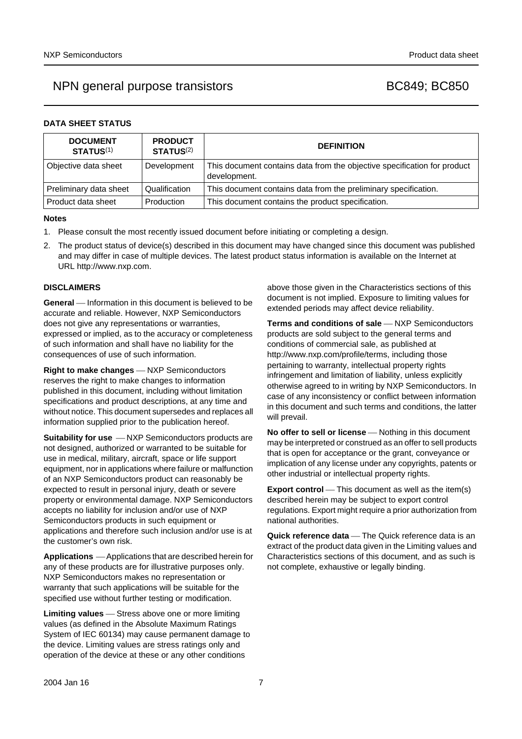## DATA SHEET STATUS

| DOCUMENT STATUS[1] | PRODUCT STATUS[2] | DEFINITION |
|---|---|---|
| Objective data sheet | Development | This document contains data from the objective specification for product development. |
| Preliminary data sheet | Qualification | This document contains data from the preliminary specification. |
| Product data sheet | Production | This document contains the product specification. |

**Notes**

1. Please consult the most recently issued document before initiating or completing a design.
2. The product status of device(s) described in this document may have changed since this document was published and may differ in case of multiple devices. The latest product status information is available on the Internet at URL http://www.nxp.com.

## DISCLAIMERS

**General** — Information in this document is believed to be accurate and reliable. However, NXP Semiconductors does not give any representations or warranties, expressed or implied, as to the accuracy or completeness of such information and shall have no liability for the consequences of use of such information.

**Right to make changes** — NXP Semiconductors reserves the right to make changes to information published in this document, including without limitation specifications and product descriptions, at any time and without notice. This document supersedes and replaces all information supplied prior to the publication hereof.

**Suitability for use** — NXP Semiconductors products are not designed, authorized or warranted to be suitable for use in medical, military, aircraft, space or life support equipment, nor in applications where failure or malfunction of an NXP Semiconductors product can reasonably be expected to result in personal injury, death or severe property or environmental damage. NXP Semiconductors accepts no liability for inclusion and/or use of NXP Semiconductors products in such equipment or applications and therefore such inclusion and/or use is at the customer's own risk.

**Applications** — Applications that are described herein for any of these products are for illustrative purposes only. NXP Semiconductors makes no representation or warranty that such applications will be suitable for the specified use without further testing or modification.

**Limiting values** — Stress above one or more limiting values (as defined in the Absolute Maximum Ratings System of IEC 60134) may cause permanent damage to the device. Limiting values are stress ratings only and operation of the device at these or any other conditions above those given in the Characteristics sections of this document is not implied. Exposure to limiting values for extended periods may affect device reliability.

**Terms and conditions of sale** — NXP Semiconductors products are sold subject to the general terms and conditions of commercial sale, as published at http://www.nxp.com/profile/terms, including those pertaining to warranty, intellectual property rights infringement and limitation of liability, unless explicitly otherwise agreed to in writing by NXP Semiconductors. In case of any inconsistency or conflict between information in this document and such terms and conditions, the latter will prevail.

**No offer to sell or license** — Nothing in this document may be interpreted or construed as an offer to sell products that is open for acceptance or the grant, conveyance or implication of any license under any copyrights, patents or other industrial or intellectual property rights.

**Export control** — This document as well as the item(s) described herein may be subject to export control regulations. Export might require a prior authorization from national authorities.

**Quick reference data** — The Quick reference data is an extract of the product data given in the Limiting values and Characteristics sections of this document, and as such is not complete, exhaustive or legally binding.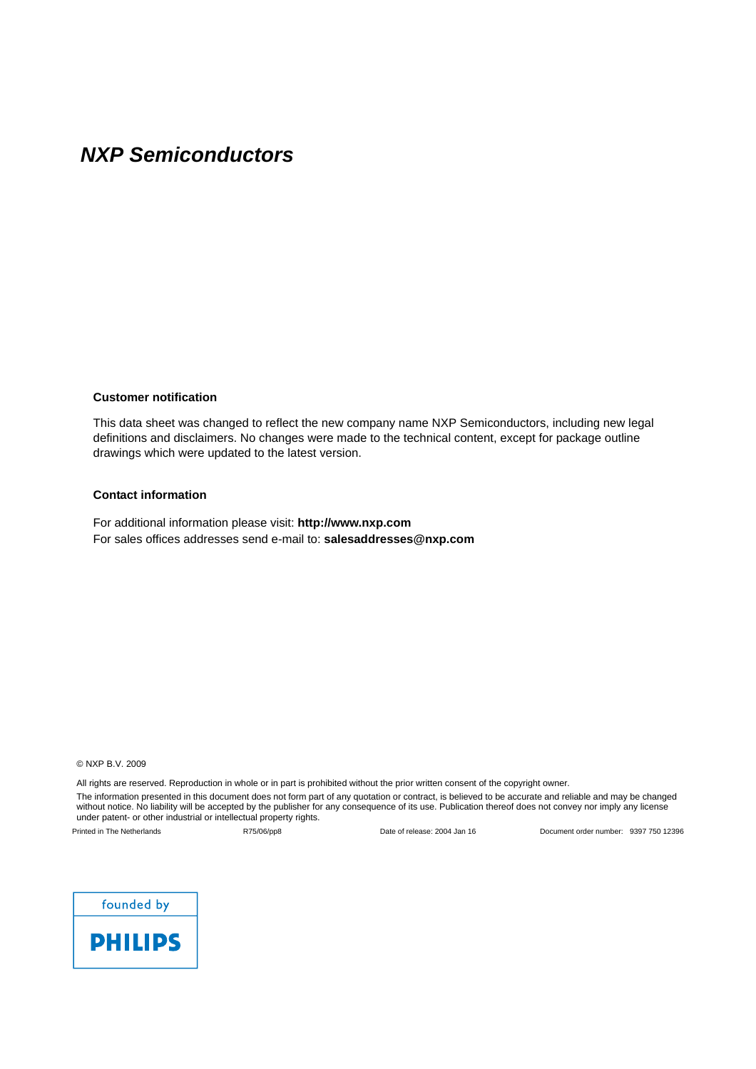# *NXP Semiconductors*

**Customer notification**

This data sheet was changed to reflect the new company name NXP Semiconductors, including new legal definitions and disclaimers. No changes were made to the technical content, except for package outline drawings which were updated to the latest version.

**Contact information**

For additional information please visit: **http://www.nxp.com**
For sales offices addresses send e-mail to: **salesaddresses@nxp.com**

© NXP B.V. 2009

All rights are reserved. Reproduction in whole or in part is prohibited without the prior written consent of the copyright owner.

The information presented in this document does not form part of any quotation or contract, is believed to be accurate and reliable and may be changed without notice. No liability will be accepted by the publisher for any consequence of its use. Publication thereof does not convey nor imply any license under patent- or other industrial or intellectual property rights.

Printed in The Netherlands R75/06/pp8 Date of release: 2004 Jan 16 Document order number: 9397 750 12396

founded by

**PHILIPS**